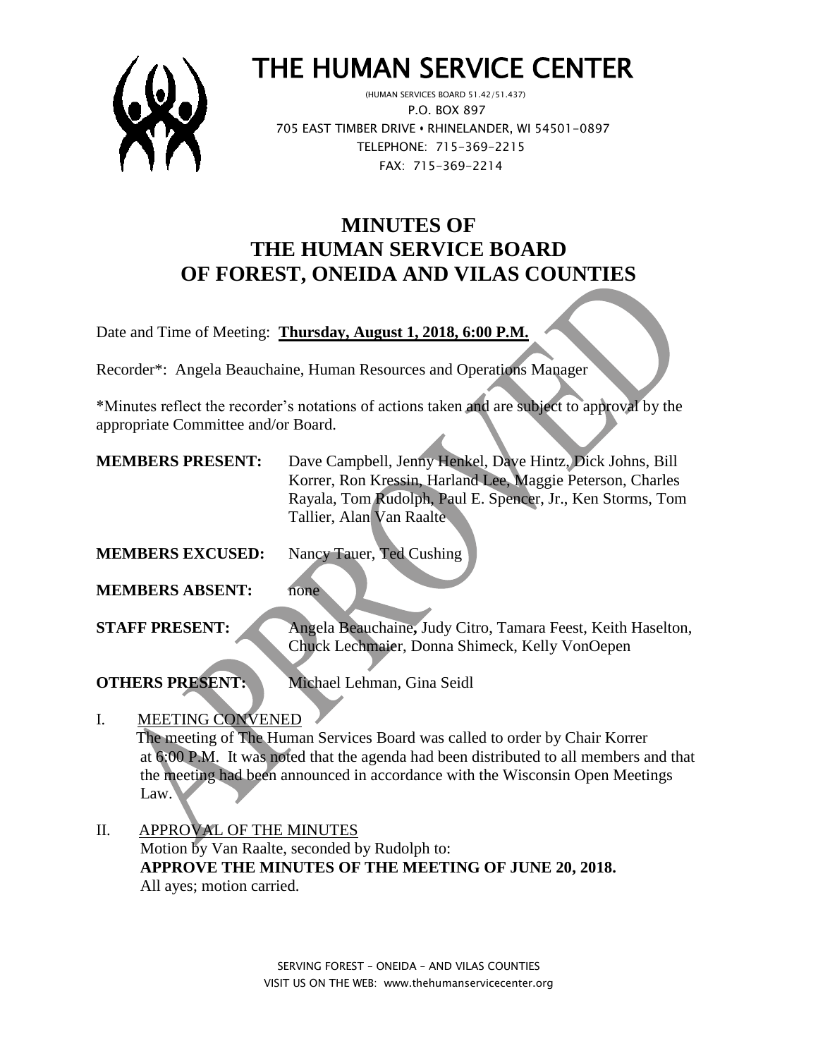# THE HUMAN SERVICE CENTER

(HUMAN SERVICES BOARD 51.42/51.437)
P.O. BOX 897
705 EAST TIMBER DRIVE • RHINELANDER, WI 54501-0897
TELEPHONE: 715-369-2215
FAX: 715-369-2214

## MINUTES OF
## THE HUMAN SERVICE BOARD
## OF FOREST, ONEIDA AND VILAS COUNTIES

Date and Time of Meeting: **Thursday, August 1, 2018, 6:00 P.M.**

Recorder*: Angela Beauchaine, Human Resources and Operations Manager

*Minutes reflect the recorder's notations of actions taken and are subject to approval by the appropriate Committee and/or Board.

**MEMBERS PRESENT:** Dave Campbell, Jenny Henkel, Dave Hintz, Dick Johns, Bill Korrer, Ron Kressin, Harland Lee, Maggie Peterson, Charles Rayala, Tom Rudolph, Paul E. Spencer, Jr., Ken Storms, Tom Tallier, Alan Van Raalte

**MEMBERS EXCUSED:** Nancy Tauer, Ted Cushing

**MEMBERS ABSENT:** none

**STAFF PRESENT:** Angela Beauchaine, Judy Citro, Tamara Feest, Keith Haselton, Chuck Lechmaier, Donna Shimeck, Kelly VonOepen

**OTHERS PRESENT:** Michael Lehman, Gina Seidl

I. MEETING CONVENED
The meeting of The Human Services Board was called to order by Chair Korrer at 6:00 P.M. It was noted that the agenda had been distributed to all members and that the meeting had been announced in accordance with the Wisconsin Open Meetings Law.

II. APPROVAL OF THE MINUTES
Motion by Van Raalte, seconded by Rudolph to:
**APPROVE THE MINUTES OF THE MEETING OF JUNE 20, 2018.**
All ayes; motion carried.

SERVING FOREST – ONEIDA – AND VILAS COUNTIES
VISIT US ON THE WEB: www.thehumanservicecenter.org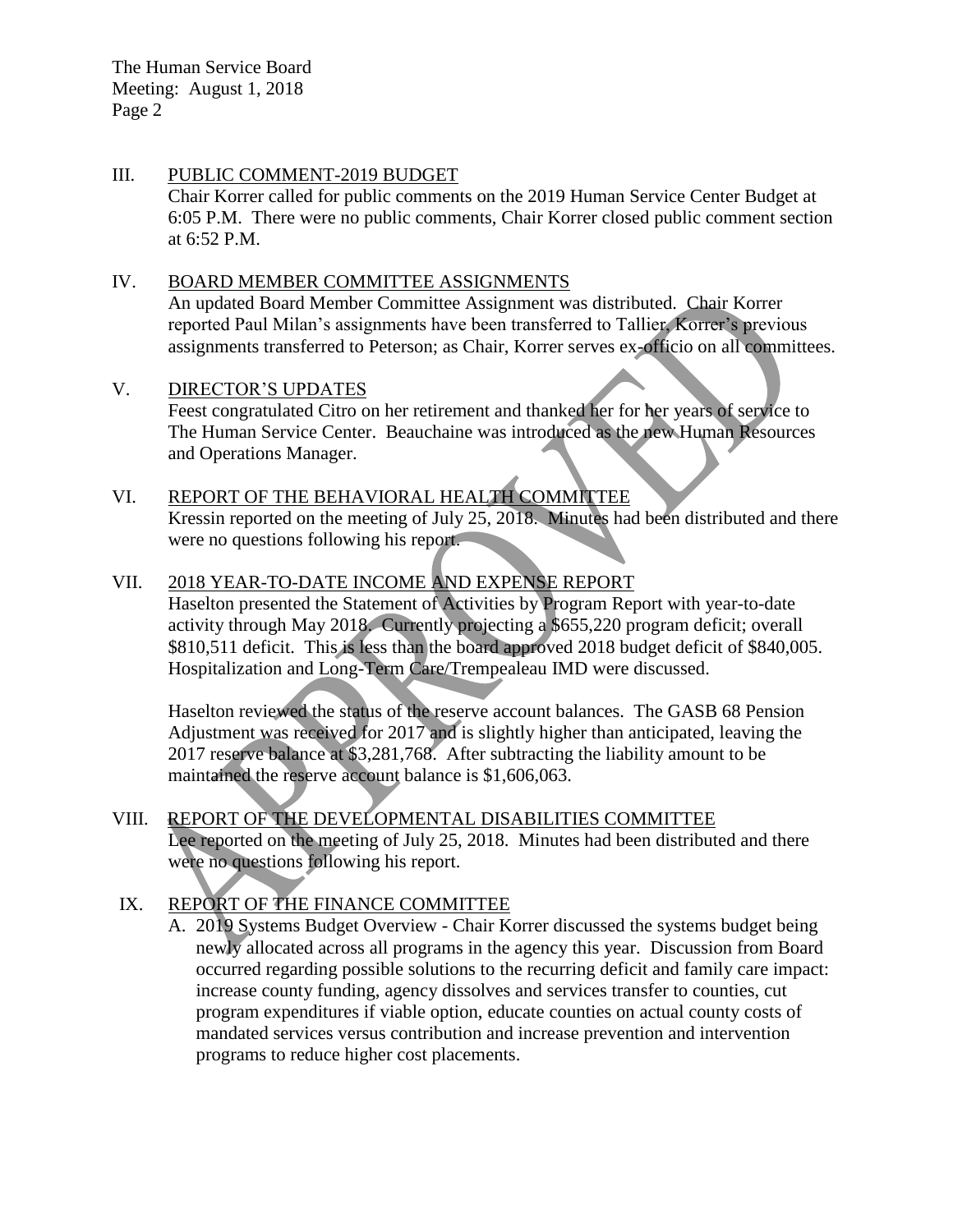## III. PUBLIC COMMENT-2019 BUDGET

Chair Korrer called for public comments on the 2019 Human Service Center Budget at 6:05 P.M. There were no public comments, Chair Korrer closed public comment section at 6:52 P.M.

## IV. BOARD MEMBER COMMITTEE ASSIGNMENTS

An updated Board Member Committee Assignment was distributed. Chair Korrer reported Paul Milan's assignments have been transferred to Tallier, Korrer's previous assignments transferred to Peterson; as Chair, Korrer serves ex-officio on all committees.

## V. DIRECTOR'S UPDATES

Feest congratulated Citro on her retirement and thanked her for her years of service to The Human Service Center. Beauchaine was introduced as the new Human Resources and Operations Manager.

## VI. REPORT OF THE BEHAVIORAL HEALTH COMMITTEE

Kressin reported on the meeting of July 25, 2018. Minutes had been distributed and there were no questions following his report.

## VII. 2018 YEAR-TO-DATE INCOME AND EXPENSE REPORT

Haselton presented the Statement of Activities by Program Report with year-to-date activity through May 2018. Currently projecting a $655,220 program deficit; overall $810,511 deficit. This is less than the board approved 2018 budget deficit of $840,005. Hospitalization and Long-Term Care/Trempealeau IMD were discussed.

Haselton reviewed the status of the reserve account balances. The GASB 68 Pension Adjustment was received for 2017 and is slightly higher than anticipated, leaving the 2017 reserve balance at $3,281,768. After subtracting the liability amount to be maintained the reserve account balance is $1,606,063.

## VIII. REPORT OF THE DEVELOPMENTAL DISABILITIES COMMITTEE

Lee reported on the meeting of July 25, 2018. Minutes had been distributed and there were no questions following his report.

## IX. REPORT OF THE FINANCE COMMITTEE

A. 2019 Systems Budget Overview - Chair Korrer discussed the systems budget being newly allocated across all programs in the agency this year. Discussion from Board occurred regarding possible solutions to the recurring deficit and family care impact: increase county funding, agency dissolves and services transfer to counties, cut program expenditures if viable option, educate counties on actual county costs of mandated services versus contribution and increase prevention and intervention programs to reduce higher cost placements.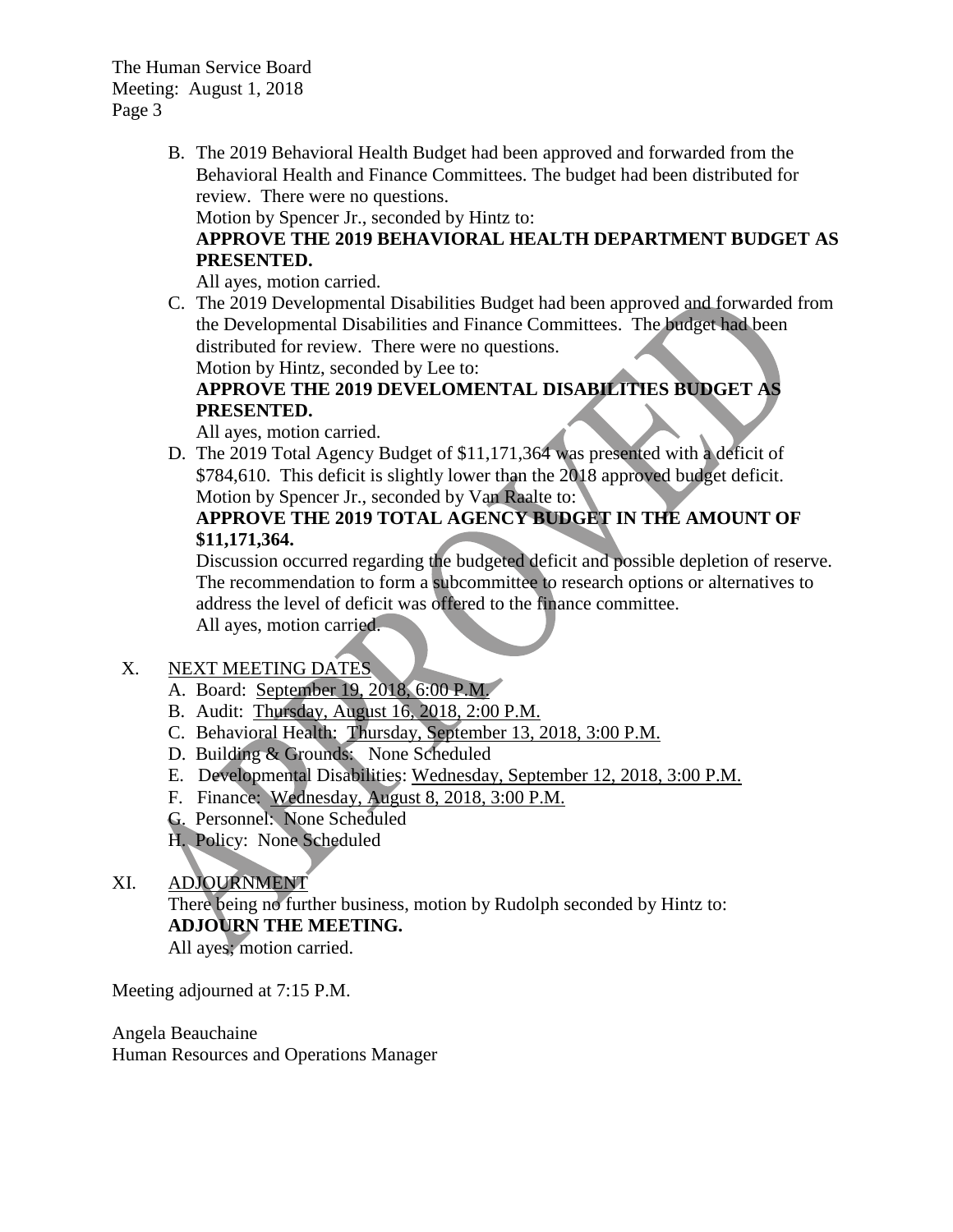B. The 2019 Behavioral Health Budget had been approved and forwarded from the Behavioral Health and Finance Committees. The budget had been distributed for review. There were no questions.
   Motion by Spencer Jr., seconded by Hintz to:
   **APPROVE THE 2019 BEHAVIORAL HEALTH DEPARTMENT BUDGET AS PRESENTED.**
   All ayes, motion carried.

C. The 2019 Developmental Disabilities Budget had been approved and forwarded from the Developmental Disabilities and Finance Committees. The budget had been distributed for review. There were no questions.
   Motion by Hintz, seconded by Lee to:
   **APPROVE THE 2019 DEVELOMENTAL DISABILITIES BUDGET AS PRESENTED.**
   All ayes, motion carried.

D. The 2019 Total Agency Budget of $11,171,364 was presented with a deficit of $784,610. This deficit is slightly lower than the 2018 approved budget deficit.
   Motion by Spencer Jr., seconded by Van Raalte to:
   **APPROVE THE 2019 TOTAL AGENCY BUDGET IN THE AMOUNT OF $11,171,364.**
   Discussion occurred regarding the budgeted deficit and possible depletion of reserve. The recommendation to form a subcommittee to research options or alternatives to address the level of deficit was offered to the finance committee.
   All ayes, motion carried.

X. NEXT MEETING DATES
   A. Board: September 19, 2018, 6:00 P.M.
   B. Audit: Thursday, August 16, 2018, 2:00 P.M.
   C. Behavioral Health: Thursday, September 13, 2018, 3:00 P.M.
   D. Building & Grounds: None Scheduled
   E. Developmental Disabilities: Wednesday, September 12, 2018, 3:00 P.M.
   F. Finance: Wednesday, August 8, 2018, 3:00 P.M.
   G. Personnel: None Scheduled
   H. Policy: None Scheduled

XI. ADJOURNMENT
   There being no further business, motion by Rudolph seconded by Hintz to:
   **ADJOURN THE MEETING.**
   All ayes; motion carried.

Meeting adjourned at 7:15 P.M.

Angela Beauchaine
Human Resources and Operations Manager

APPROVED